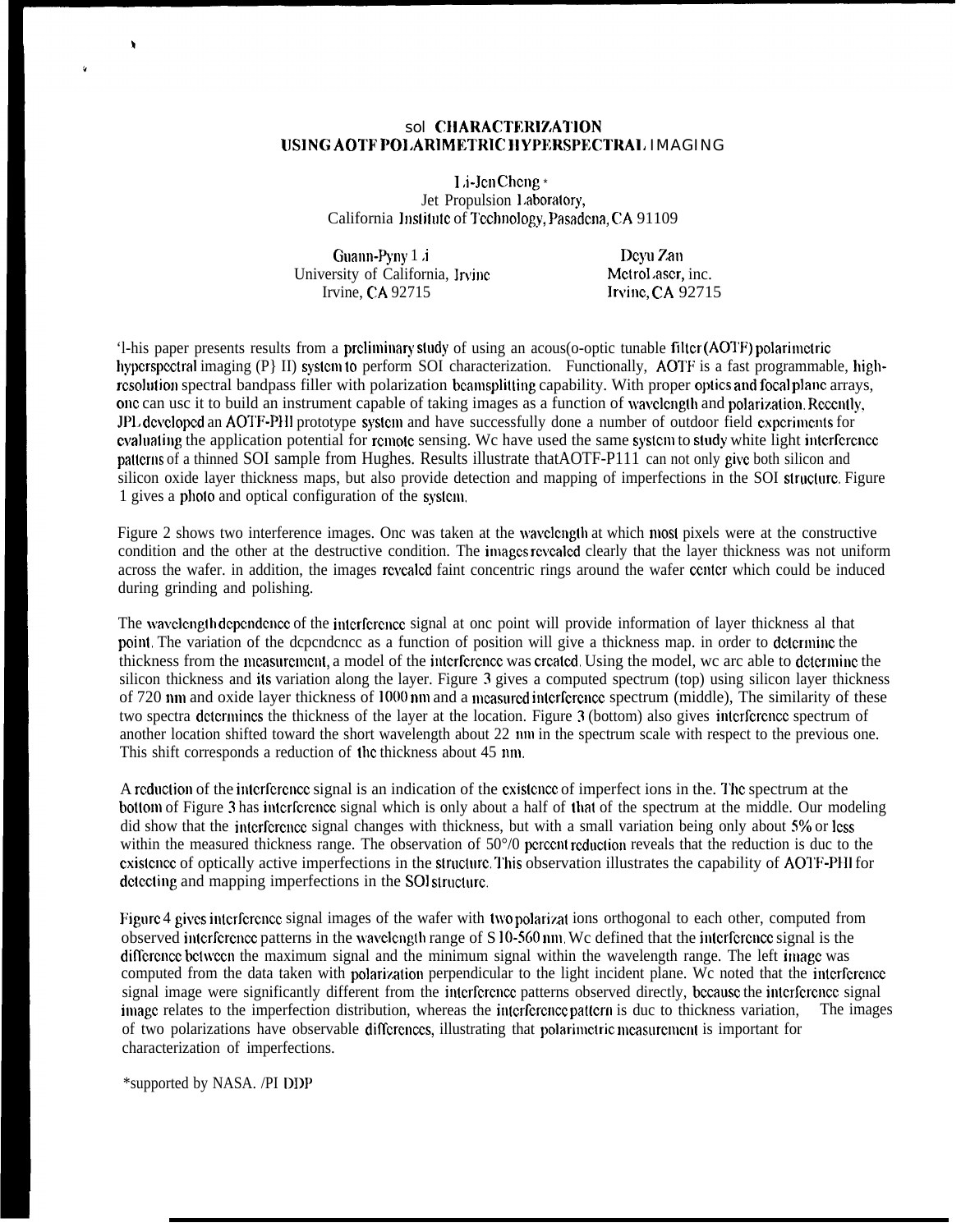# SOI CHARACTERIZATION USING AOTF POLARIMETRIC HYPERSPECTRAL IMAGING

Li-Jen Cheng *
Jet Propulsion Laboratory,
California Institute of Technology, Pasadena, CA 91109

Guann-Pyny Li
University of California, Irvine
Irvine, CA 92715

Deyu Zan
MetroLaser, inc.
Irvine, CA 92715

This paper presents results from a preliminary study of using an acousto-optic tunable filter (AOTF) polarimetric hyperspectral imaging (PHI) system to perform SOI characterization. Functionally, AOTF is a fast programmable, high-resolution spectral bandpass filler with polarization beamsplitting capability. With proper optics and focal plane arrays, one can use it to build an instrument capable of taking images as a function of wavelength and polarization. Recently, JPL developed an AOTF-PHI prototype system and have successfully done a number of outdoor field experiments for evaluating the application potential for remote sensing. We have used the same system to study white light interference patterns of a thinned SOI sample from Hughes. Results illustrate that AOTF-PHI can not only give both silicon and silicon oxide layer thickness maps, but also provide detection and mapping of imperfections in the SOI structure. Figure 1 gives a photo and optical configuration of the system.

Figure 2 shows two interference images. One was taken at the wavelength at which most pixels were at the constructive condition and the other at the destructive condition. The images revealed clearly that the layer thickness was not uniform across the wafer. in addition, the images revealed faint concentric rings around the wafer center which could be induced during grinding and polishing.

The wavelength dependence of the interference signal at one point will provide information of layer thickness al that point. The variation of the dependence as a function of position will give a thickness map. in order to determine the thickness from the measurement, a model of the interference was created. Using the model, we are able to determine the silicon thickness and its variation along the layer. Figure 3 gives a computed spectrum (top) using silicon layer thickness of 720 nm and oxide layer thickness of 1000 nm and a measured interference spectrum (middle), The similarity of these two spectra determines the thickness of the layer at the location. Figure 3 (bottom) also gives interference spectrum of another location shifted toward the short wavelength about 22 nm in the spectrum scale with respect to the previous one. This shift corresponds a reduction of the thickness about 45 nm.

A reduction of the interference signal is an indication of the existence of imperfect ions in the. The spectrum at the bottom of Figure 3 has interference signal which is only about a half of that of the spectrum at the middle. Our modeling did show that the interference signal changes with thickness, but with a small variation being only about 5% or less within the measured thickness range. The observation of 50°/0 percent reduction reveals that the reduction is due to the existence of optically active imperfections in the structure. This observation illustrates the capability of AOTF-PHI for detecting and mapping imperfections in the SOI structure.

Figure 4 gives interference signal images of the wafer with two polarizat ions orthogonal to each other, computed from observed interference patterns in the wavelength range of 510-560 nm. We defined that the interference signal is the difference between the maximum signal and the minimum signal within the wavelength range. The left image was computed from the data taken with polarization perpendicular to the light incident plane. We noted that the interference signal image were significantly different from the interference patterns observed directly, because the interference signal image relates to the imperfection distribution, whereas the interference pattern is due to thickness variation, The images of two polarizations have observable differences, illustrating that polarimetric measurement is important for characterization of imperfections.

*supported by NASA. /PI DDP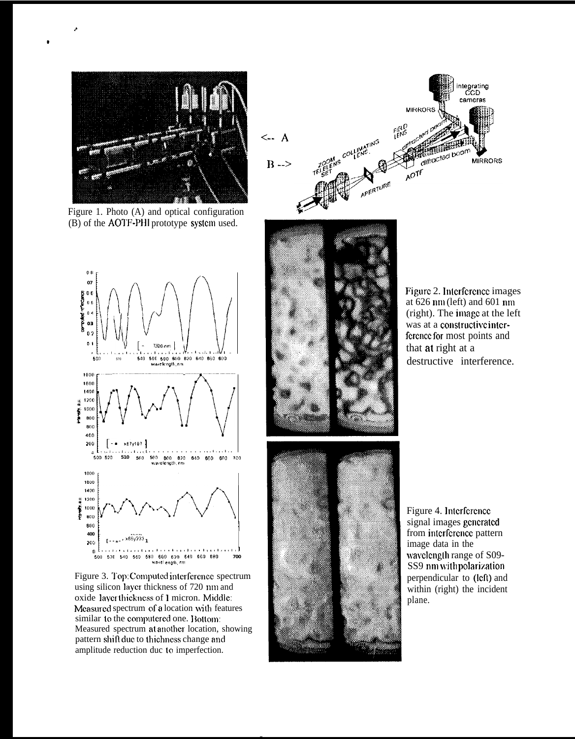<-- A

B -->

integrating CCD cameras

MIRRORS

FIELD LENS

diffracted beam

diffracted beam

MIRRORS

ZOOM TELELENS SET

COLLIMATING LENS

APERTURE

AOTF

Figure 1. Photo (A) and optical configuration (B) of the AOTF-PHI prototype system used.

Figure 2. Interference images at 626 nm (left) and 601 nm (right). The image at the left was at a constructive interference for most points and that at right at a destructive interference.

Figure 3. Top: Computed interference spectrum using silicon layer thickness of 720 nm and oxide layer thickness of 1 micron. Middle: Measured spectrum of a location with features similar to the computered one. Bottom: Measured spectrum at another location, showing pattern shift due to thichness change and amplitude reduction due to imperfection.

Figure 4. Interference signal images generated from interference pattern image data in the wavelength range of S09-SS9 nm with polarization perpendicular to (left) and within (right) the incident plane.